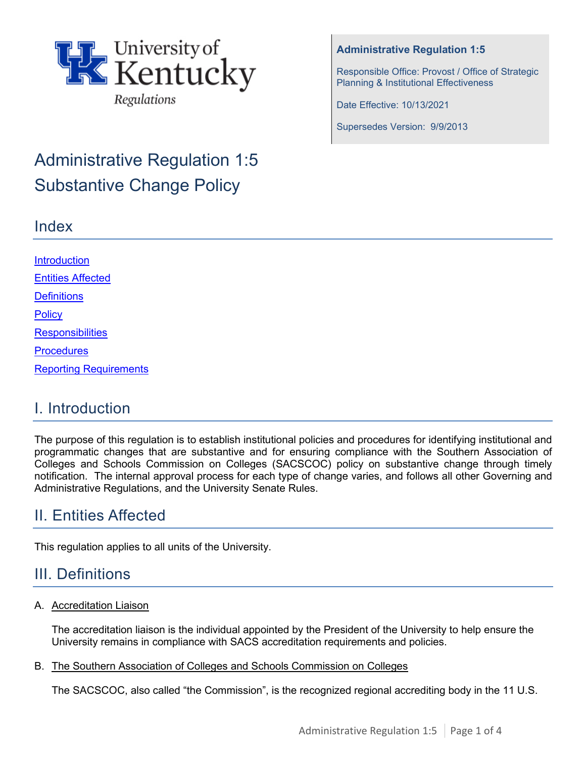University of Kentucky Regulations

**Administrative Regulation 1:5**

Responsible Office: Provost / Office of Strategic Planning & Institutional Effectiveness

Date Effective: 10/13/2021

Supersedes Version: 9/9/2013

# Administrative Regulation 1:5
# Substantive Change Policy

## Index

Introduction

Entities Affected

Definitions

Policy

Responsibilities

Procedures

Reporting Requirements

## I. Introduction

The purpose of this regulation is to establish institutional policies and procedures for identifying institutional and programmatic changes that are substantive and for ensuring compliance with the Southern Association of Colleges and Schools Commission on Colleges (SACSCOC) policy on substantive change through timely notification. The internal approval process for each type of change varies, and follows all other Governing and Administrative Regulations, and the University Senate Rules.

## II. Entities Affected

This regulation applies to all units of the University.

## III. Definitions

A. Accreditation Liaison

The accreditation liaison is the individual appointed by the President of the University to help ensure the University remains in compliance with SACS accreditation requirements and policies.

B. The Southern Association of Colleges and Schools Commission on Colleges

The SACSCOC, also called "the Commission", is the recognized regional accrediting body in the 11 U.S.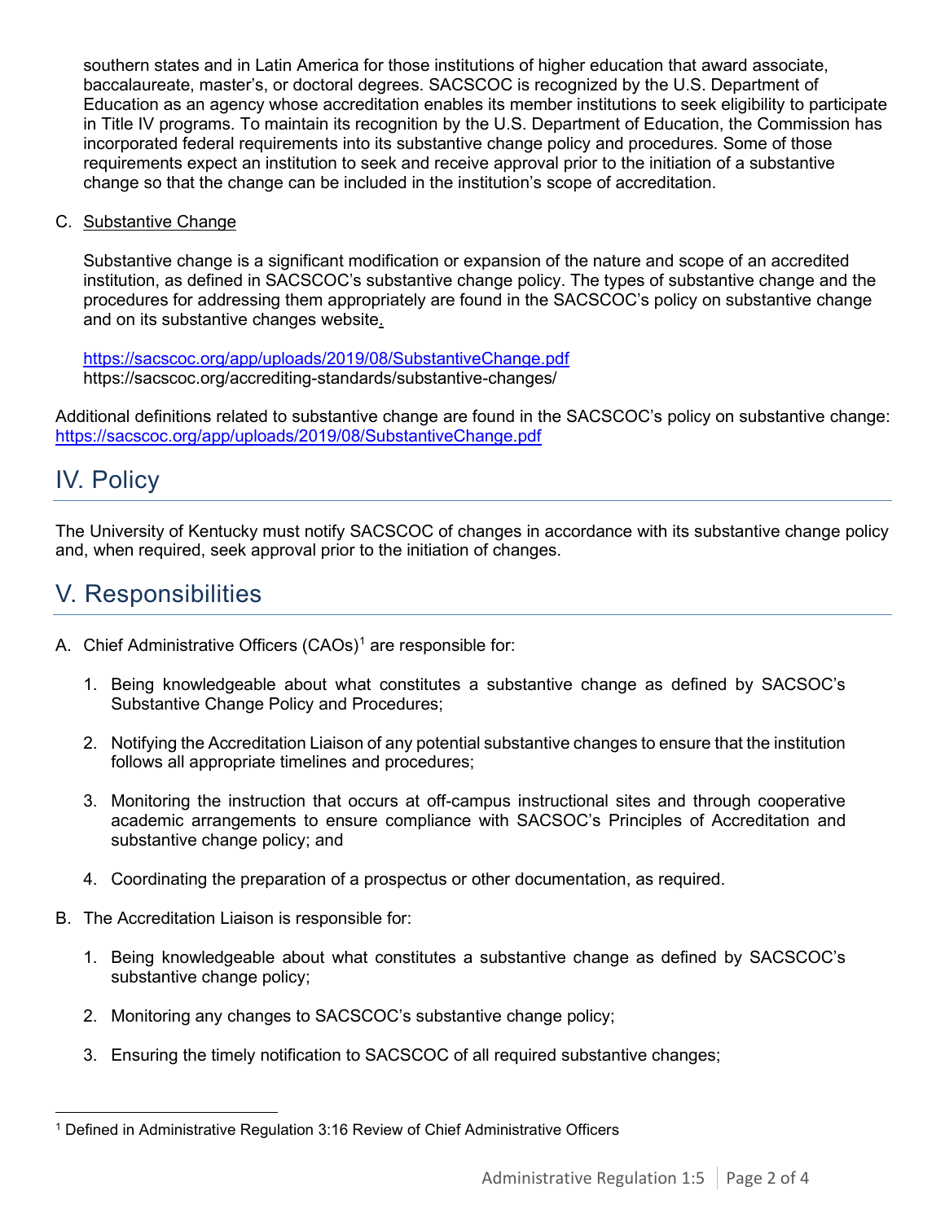southern states and in Latin America for those institutions of higher education that award associate, baccalaureate, master's, or doctoral degrees. SACSCOC is recognized by the U.S. Department of Education as an agency whose accreditation enables its member institutions to seek eligibility to participate in Title IV programs. To maintain its recognition by the U.S. Department of Education, the Commission has incorporated federal requirements into its substantive change policy and procedures. Some of those requirements expect an institution to seek and receive approval prior to the initiation of a substantive change so that the change can be included in the institution's scope of accreditation.

C. Substantive Change

Substantive change is a significant modification or expansion of the nature and scope of an accredited institution, as defined in SACSCOC's substantive change policy. The types of substantive change and the procedures for addressing them appropriately are found in the SACSCOC's policy on substantive change and on its substantive changes website.

https://sacscoc.org/app/uploads/2019/08/SubstantiveChange.pdf
https://sacscoc.org/accrediting-standards/substantive-changes/

Additional definitions related to substantive change are found in the SACSCOC's policy on substantive change: https://sacscoc.org/app/uploads/2019/08/SubstantiveChange.pdf

## IV. Policy

The University of Kentucky must notify SACSCOC of changes in accordance with its substantive change policy and, when required, seek approval prior to the initiation of changes.

## V. Responsibilities

A. Chief Administrative Officers (CAOs)[1] are responsible for:

1. Being knowledgeable about what constitutes a substantive change as defined by SACSOC's Substantive Change Policy and Procedures;
2. Notifying the Accreditation Liaison of any potential substantive changes to ensure that the institution follows all appropriate timelines and procedures;
3. Monitoring the instruction that occurs at off-campus instructional sites and through cooperative academic arrangements to ensure compliance with SACSOC's Principles of Accreditation and substantive change policy; and
4. Coordinating the preparation of a prospectus or other documentation, as required.

B. The Accreditation Liaison is responsible for:

1. Being knowledgeable about what constitutes a substantive change as defined by SACSCOC's substantive change policy;
2. Monitoring any changes to SACSCOC's substantive change policy;
3. Ensuring the timely notification to SACSCOC of all required substantive changes;

[1] Defined in Administrative Regulation 3:16 Review of Chief Administrative Officers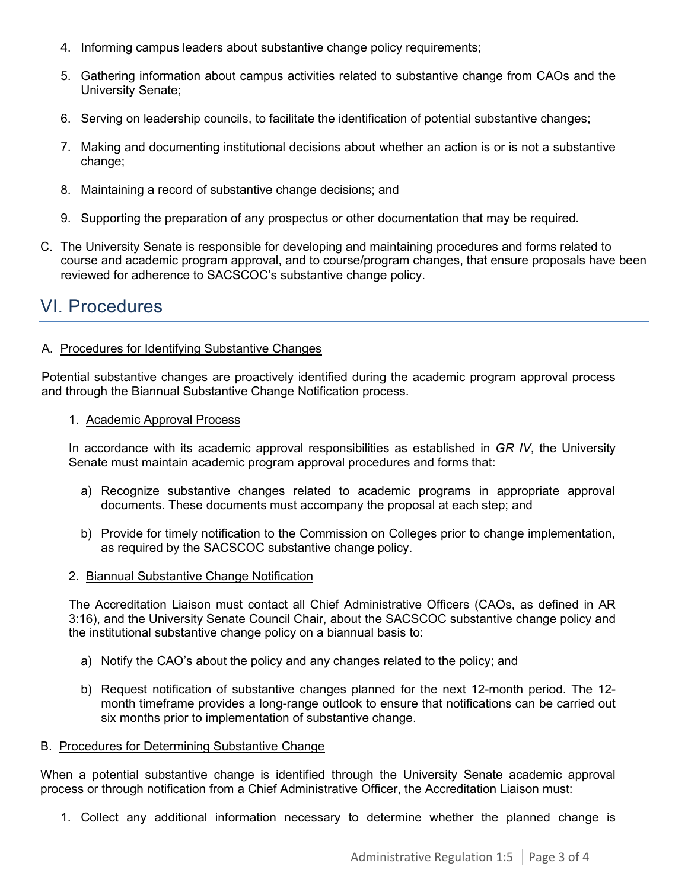4. Informing campus leaders about substantive change policy requirements;

5. Gathering information about campus activities related to substantive change from CAOs and the University Senate;

6. Serving on leadership councils, to facilitate the identification of potential substantive changes;

7. Making and documenting institutional decisions about whether an action is or is not a substantive change;

8. Maintaining a record of substantive change decisions; and

9. Supporting the preparation of any prospectus or other documentation that may be required.

C. The University Senate is responsible for developing and maintaining procedures and forms related to course and academic program approval, and to course/program changes, that ensure proposals have been reviewed for adherence to SACSCOC's substantive change policy.

## VI. Procedures

A. Procedures for Identifying Substantive Changes

Potential substantive changes are proactively identified during the academic program approval process and through the Biannual Substantive Change Notification process.

1. Academic Approval Process

   In accordance with its academic approval responsibilities as established in *GR IV*, the University Senate must maintain academic program approval procedures and forms that:

   a) Recognize substantive changes related to academic programs in appropriate approval documents. These documents must accompany the proposal at each step; and

   b) Provide for timely notification to the Commission on Colleges prior to change implementation, as required by the SACSCOC substantive change policy.

2. Biannual Substantive Change Notification

   The Accreditation Liaison must contact all Chief Administrative Officers (CAOs, as defined in AR 3:16), and the University Senate Council Chair, about the SACSCOC substantive change policy and the institutional substantive change policy on a biannual basis to:

   a) Notify the CAO's about the policy and any changes related to the policy; and

   b) Request notification of substantive changes planned for the next 12-month period. The 12-month timeframe provides a long-range outlook to ensure that notifications can be carried out six months prior to implementation of substantive change.

B. Procedures for Determining Substantive Change

When a potential substantive change is identified through the University Senate academic approval process or through notification from a Chief Administrative Officer, the Accreditation Liaison must:

1. Collect any additional information necessary to determine whether the planned change is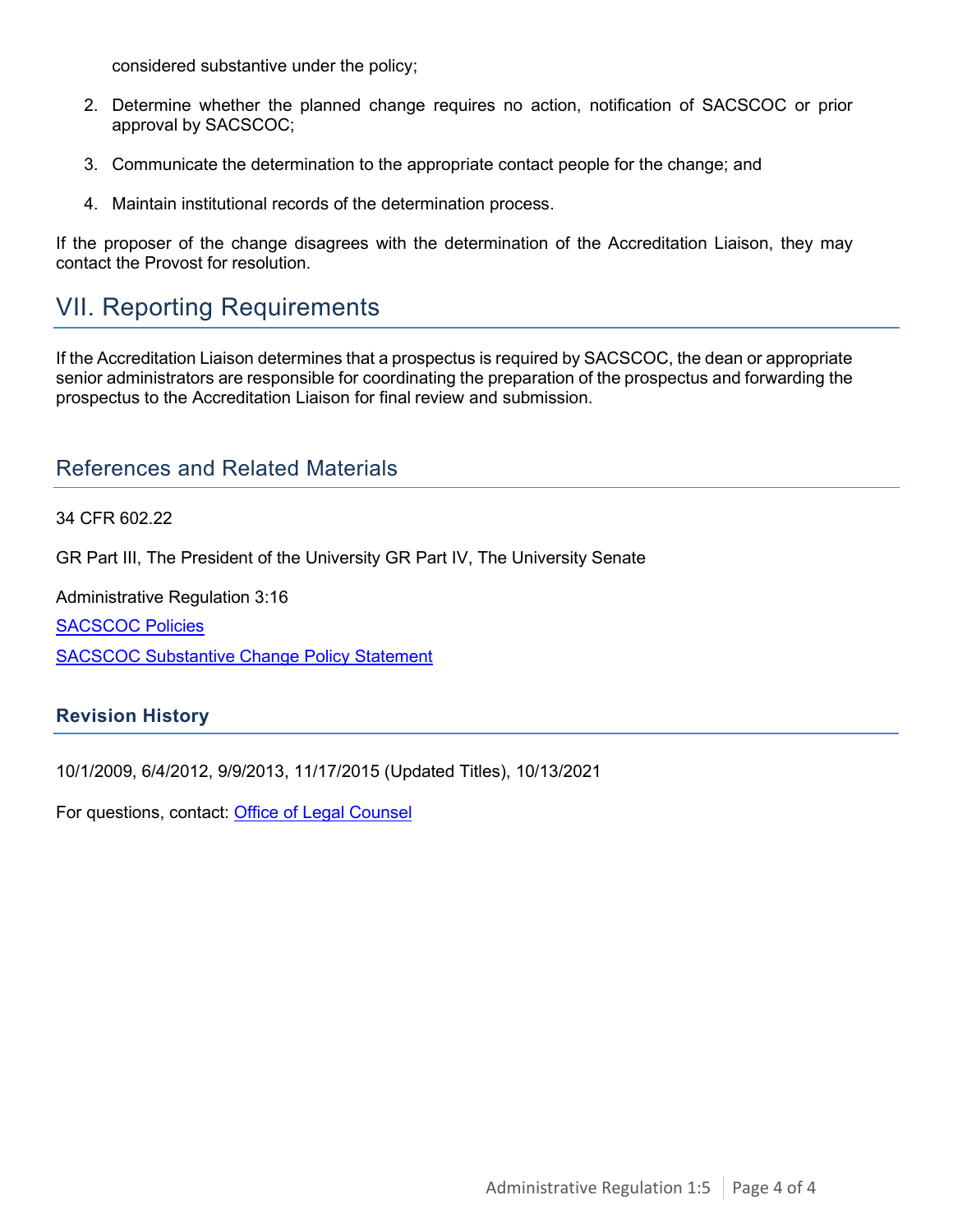considered substantive under the policy;

2. Determine whether the planned change requires no action, notification of SACSCOC or prior approval by SACSCOC;

3. Communicate the determination to the appropriate contact people for the change; and

4. Maintain institutional records of the determination process.

If the proposer of the change disagrees with the determination of the Accreditation Liaison, they may contact the Provost for resolution.

# VII. Reporting Requirements

If the Accreditation Liaison determines that a prospectus is required by SACSCOC, the dean or appropriate senior administrators are responsible for coordinating the preparation of the prospectus and forwarding the prospectus to the Accreditation Liaison for final review and submission.

## References and Related Materials

34 CFR 602.22

GR Part III, The President of the University GR Part IV, The University Senate

Administrative Regulation 3:16

SACSCOC Policies

SACSCOC Substantive Change Policy Statement

### Revision History

10/1/2009, 6/4/2012, 9/9/2013, 11/17/2015 (Updated Titles), 10/13/2021

For questions, contact: Office of Legal Counsel